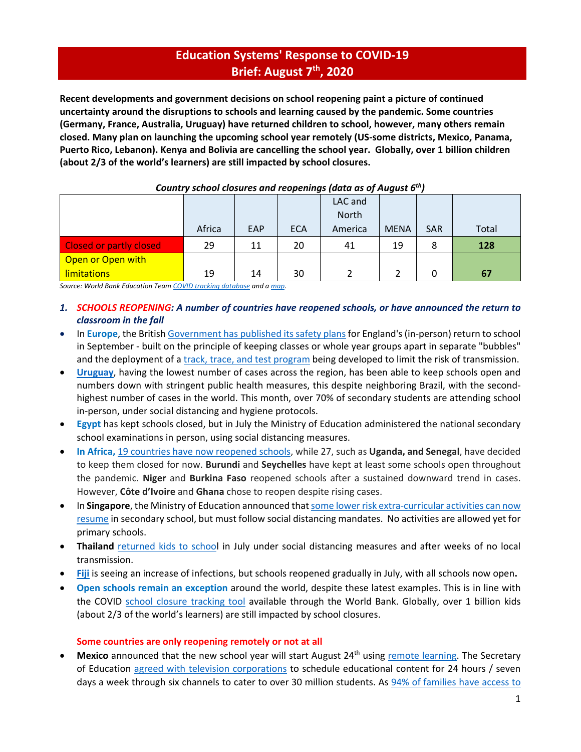# Education Systems' Response to COVID-19
## Brief: August 7th, 2020

**Recent developments and government decisions on school reopening paint a picture of continued uncertainty around the disruptions to schools and learning caused by the pandemic. Some countries (Germany, France, Australia, Uruguay) have returned children to school, however, many others remain closed. Many plan on launching the upcoming school year remotely (US-some districts, Mexico, Panama, Puerto Rico, Lebanon). Kenya and Bolivia are cancelling the school year. Globally, over 1 billion children (about 2/3 of the world's learners) are still impacted by school closures.**

***Country school closures and reopenings (data as of August 6th)***

| | Africa | EAP | ECA | LAC and North America | MENA | SAR | Total |
|---|---|---|---|---|---|---|---|
| Closed or partly closed | 29 | 11 | 20 | 41 | 19 | 8 | **128** |
| Open or Open with limitations | 19 | 14 | 30 | 2 | 2 | 0 | **67** |

*Source: World Bank Education Team COVID tracking database and a map.*

1. ***SCHOOLS REOPENING: A number of countries have reopened schools, or have announced the return to classroom in the fall***

- In **Europe**, the British Government has published its safety plans for England's (in-person) return to school in September - built on the principle of keeping classes or whole year groups apart in separate "bubbles" and the deployment of a track, trace, and test program being developed to limit the risk of transmission.
- **Uruguay**, having the lowest number of cases across the region, has been able to keep schools open and numbers down with stringent public health measures, this despite neighboring Brazil, with the second-highest number of cases in the world. This month, over 70% of secondary students are attending school in-person, under social distancing and hygiene protocols.
- **Egypt** has kept schools closed, but in July the Ministry of Education administered the national secondary school examinations in person, using social distancing measures.
- **In Africa,** 19 countries have now reopened schools, while 27, such as **Uganda, and Senegal**, have decided to keep them closed for now. **Burundi** and **Seychelles** have kept at least some schools open throughout the pandemic. **Niger** and **Burkina Faso** reopened schools after a sustained downward trend in cases. However, **Côte d'Ivoire** and **Ghana** chose to reopen despite rising cases.
- In **Singapore**, the Ministry of Education announced that some lower risk extra-curricular activities can now resume in secondary school, but must follow social distancing mandates. No activities are allowed yet for primary schools.
- **Thailand** returned kids to school in July under social distancing measures and after weeks of no local transmission.
- **Fiji** is seeing an increase of infections, but schools reopened gradually in July, with all schools now open**.**
- **Open schools remain an exception** around the world, despite these latest examples. This is in line with the COVID school closure tracking tool available through the World Bank. Globally, over 1 billion kids (about 2/3 of the world's learners) are still impacted by school closures.

**Some countries are only reopening remotely or not at all**

- **Mexico** announced that the new school year will start August 24th using remote learning. The Secretary of Education agreed with television corporations to schedule educational content for 24 hours / seven days a week through six channels to cater to over 30 million students. As 94% of families have access to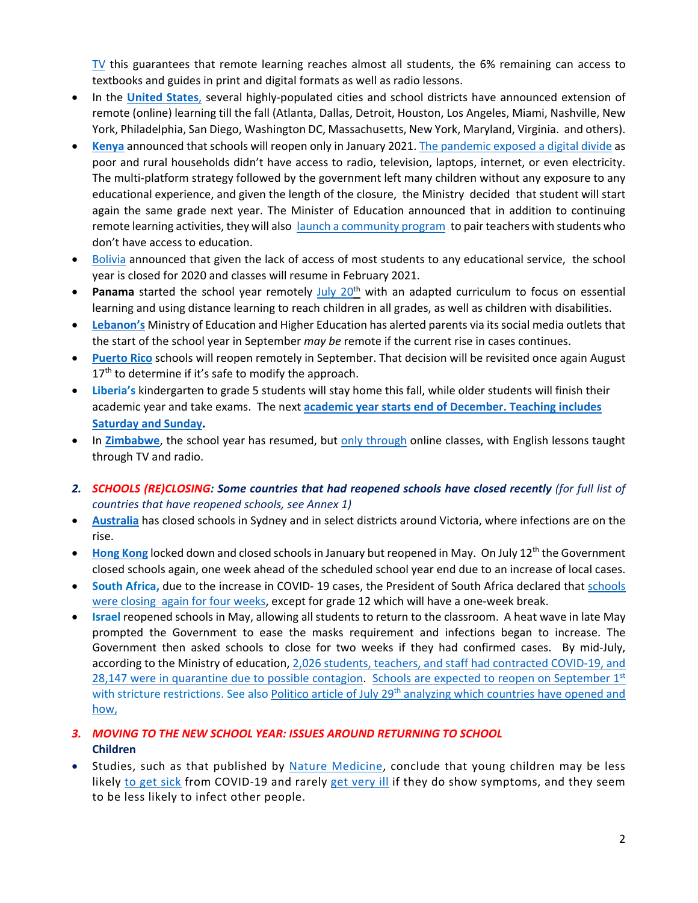TV this guarantees that remote learning reaches almost all students, the 6% remaining can access to textbooks and guides in print and digital formats as well as radio lessons.

- In the **United States**, several highly-populated cities and school districts have announced extension of remote (online) learning till the fall (Atlanta, Dallas, Detroit, Houston, Los Angeles, Miami, Nashville, New York, Philadelphia, San Diego, Washington DC, Massachusetts, New York, Maryland, Virginia. and others).
- **Kenya** announced that schools will reopen only in January 2021. The pandemic exposed a digital divide as poor and rural households didn't have access to radio, television, laptops, internet, or even electricity. The multi-platform strategy followed by the government left many children without any exposure to any educational experience, and given the length of the closure, the Ministry decided that student will start again the same grade next year. The Minister of Education announced that in addition to continuing remote learning activities, they will also launch a community program to pair teachers with students who don't have access to education.
- Bolivia announced that given the lack of access of most students to any educational service, the school year is closed for 2020 and classes will resume in February 2021.
- **Panama** started the school year remotely July 20th with an adapted curriculum to focus on essential learning and using distance learning to reach children in all grades, as well as children with disabilities.
- **Lebanon's** Ministry of Education and Higher Education has alerted parents via its social media outlets that the start of the school year in September *may be* remote if the current rise in cases continues.
- **Puerto Rico** schools will reopen remotely in September. That decision will be revisited once again August 17th to determine if it's safe to modify the approach.
- **Liberia's** kindergarten to grade 5 students will stay home this fall, while older students will finish their academic year and take exams. The next **academic year starts end of December. Teaching includes Saturday and Sunday.**
- In **Zimbabwe**, the school year has resumed, but only through online classes, with English lessons taught through TV and radio.

## 2. *SCHOOLS (RE)CLOSING: Some countries that had reopened schools have closed recently* *(for full list of countries that have reopened schools, see Annex 1)*

- **Australia** has closed schools in Sydney and in select districts around Victoria, where infections are on the rise.
- **Hong Kong** locked down and closed schools in January but reopened in May. On July 12th the Government closed schools again, one week ahead of the scheduled school year end due to an increase of local cases.
- **South Africa,** due to the increase in COVID- 19 cases, the President of South Africa declared that schools were closing again for four weeks, except for grade 12 which will have a one-week break.
- **Israel** reopened schools in May, allowing all students to return to the classroom. A heat wave in late May prompted the Government to ease the masks requirement and infections began to increase. The Government then asked schools to close for two weeks if they had confirmed cases. By mid-July, according to the Ministry of education, 2,026 students, teachers, and staff had contracted COVID-19, and 28,147 were in quarantine due to possible contagion. Schools are expected to reopen on September 1st with stricture restrictions. See also Politico article of July 29th analyzing which countries have opened and how,

## 3. *MOVING TO THE NEW SCHOOL YEAR: ISSUES AROUND RETURNING TO SCHOOL*

**Children**

- Studies, such as that published by Nature Medicine, conclude that young children may be less likely to get sick from COVID-19 and rarely get very ill if they do show symptoms, and they seem to be less likely to infect other people.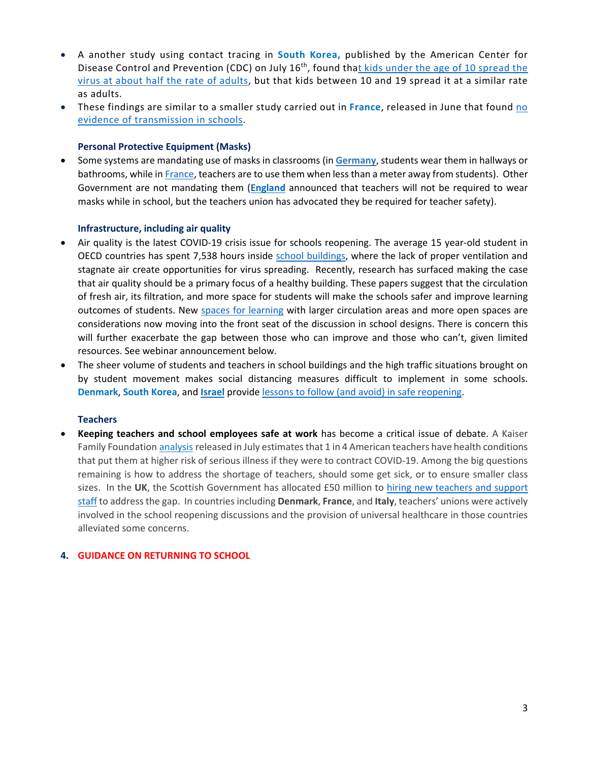- A another study using contact tracing in **South Korea,** published by the American Center for Disease Control and Prevention (CDC) on July 16th, found that kids under the age of 10 spread the virus at about half the rate of adults, but that kids between 10 and 19 spread it at a similar rate as adults.
- These findings are similar to a smaller study carried out in **France**, released in June that found no evidence of transmission in schools.

**Personal Protective Equipment (Masks)**

- Some systems are mandating use of masks in classrooms (in **Germany**, students wear them in hallways or bathrooms, while in France, teachers are to use them when less than a meter away from students). Other Government are not mandating them (**England** announced that teachers will not be required to wear masks while in school, but the teachers union has advocated they be required for teacher safety).

**Infrastructure, including air quality**

- Air quality is the latest COVID-19 crisis issue for schools reopening. The average 15 year-old student in OECD countries has spent 7,538 hours inside school buildings, where the lack of proper ventilation and stagnate air create opportunities for virus spreading. Recently, research has surfaced making the case that air quality should be a primary focus of a healthy building. These papers suggest that the circulation of fresh air, its filtration, and more space for students will make the schools safer and improve learning outcomes of students. New spaces for learning with larger circulation areas and more open spaces are considerations now moving into the front seat of the discussion in school designs. There is concern this will further exacerbate the gap between those who can improve and those who can't, given limited resources. See webinar announcement below.
- The sheer volume of students and teachers in school buildings and the high traffic situations brought on by student movement makes social distancing measures difficult to implement in some schools. **Denmark**, **South Korea**, and **Israel** provide lessons to follow (and avoid) in safe reopening.

**Teachers**

- **Keeping teachers and school employees safe at work** has become a critical issue of debate. A Kaiser Family Foundation analysis released in July estimates that 1 in 4 American teachers have health conditions that put them at higher risk of serious illness if they were to contract COVID-19. Among the big questions remaining is how to address the shortage of teachers, should some get sick, or to ensure smaller class sizes. In the **UK**, the Scottish Government has allocated £50 million to hiring new teachers and support staff to address the gap. In countries including **Denmark**, **France**, and **Italy**, teachers' unions were actively involved in the school reopening discussions and the provision of universal healthcare in those countries alleviated some concerns.

## 4. GUIDANCE ON RETURNING TO SCHOOL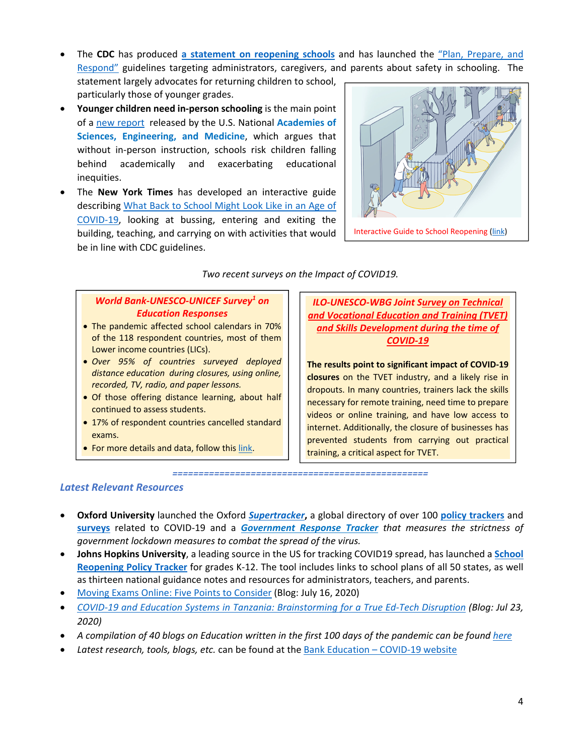- The **CDC** has produced **a statement on reopening schools** and has launched the "Plan, Prepare, and Respond" guidelines targeting administrators, caregivers, and parents about safety in schooling. The statement largely advocates for returning children to school, particularly those of younger grades.
- **Younger children need in-person schooling** is the main point of a new report released by the U.S. National **Academies of Sciences, Engineering, and Medicine**, which argues that without in-person instruction, schools risk children falling behind academically and exacerbating educational inequities.
- The **New York Times** has developed an interactive guide describing What Back to School Might Look Like in an Age of COVID-19, looking at bussing, entering and exiting the building, teaching, and carrying on with activities that would be in line with CDC guidelines.

Interactive Guide to School Reopening (link)

*Two recent surveys on the Impact of COVID19.*

***World Bank-UNESCO-UNICEF Survey[1] on Education Responses***

- The pandemic affected school calendars in 70% of the 118 respondent countries, most of them Lower income countries (LICs).
- *Over 95% of countries surveyed deployed distance education during closures, using online, recorded, TV, radio, and paper lessons.*
- Of those offering distance learning, about half continued to assess students.
- 17% of respondent countries cancelled standard exams.
- For more details and data, follow this link.

***ILO-UNESCO-WBG Joint Survey on Technical and Vocational Education and Training (TVET) and Skills Development during the time of COVID-19***

**The results point to significant impact of COVID-19 closures** on the TVET industry, and a likely rise in dropouts. In many countries, trainers lack the skills necessary for remote training, need time to prepare videos or online training, and have low access to internet. Additionally, the closure of businesses has prevented students from carrying out practical training, a critical aspect for TVET.

==============================================

## *Latest Relevant Resources*

- **Oxford University** launched the Oxford ***Supertracker*****,** a global directory of over 100 **policy trackers** and **surveys** related to COVID-19 and a ***Government Response Tracker*** *that measures the strictness of government lockdown measures to combat the spread of the virus.*
- **Johns Hopkins University**, a leading source in the US for tracking COVID19 spread, has launched a **School Reopening Policy Tracker** for grades K-12. The tool includes links to school plans of all 50 states, as well as thirteen national guidance notes and resources for administrators, teachers, and parents.
- Moving Exams Online: Five Points to Consider (Blog: July 16, 2020)
- *COVID-19 and Education Systems in Tanzania: Brainstorming for a True Ed-Tech Disruption (Blog: Jul 23, 2020)*
- *A compilation of 40 blogs on Education written in the first 100 days of the pandemic can be found here*
- *Latest research, tools, blogs, etc.* can be found at the Bank Education – COVID-19 website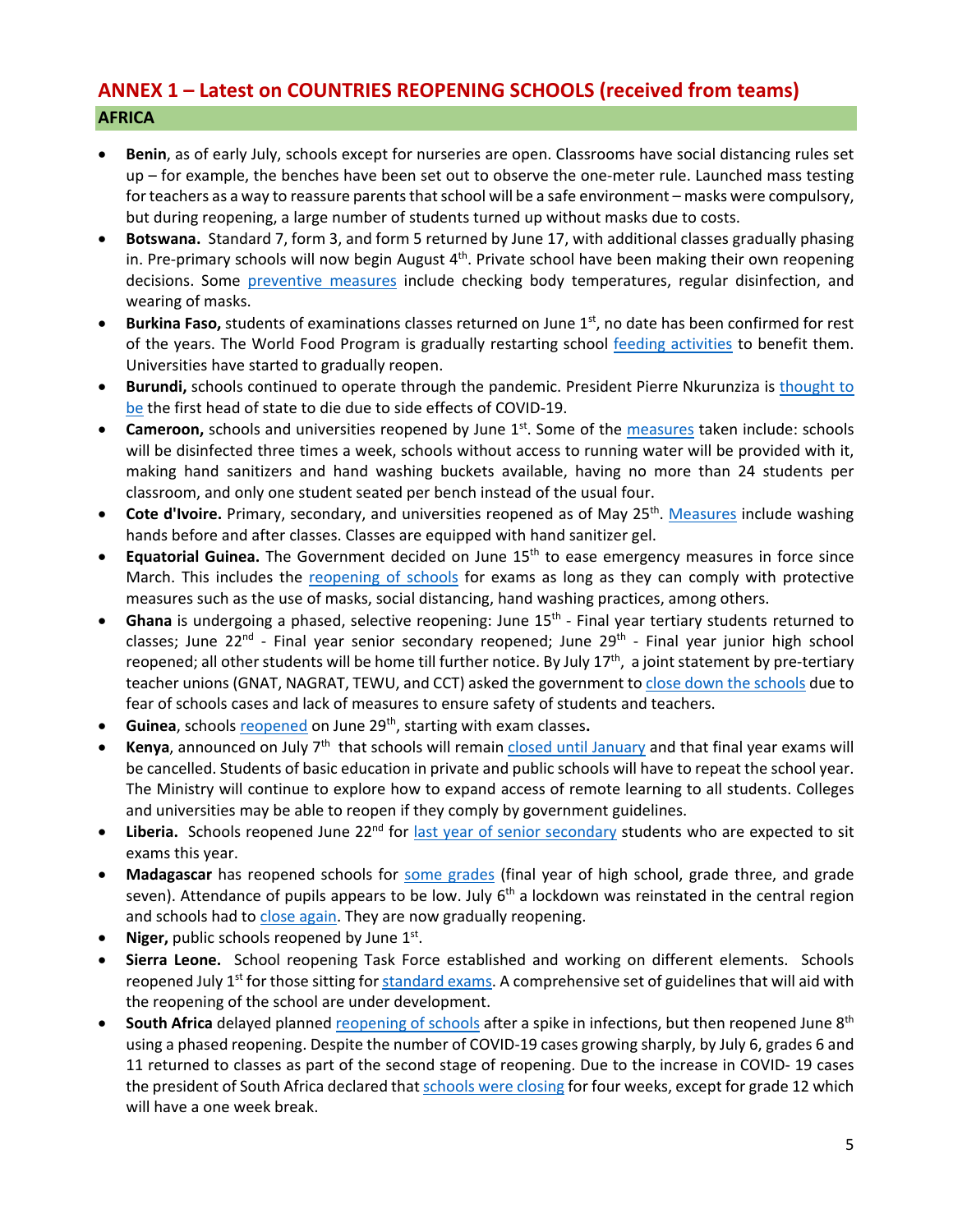## ANNEX 1 – Latest on COUNTRIES REOPENING SCHOOLS (received from teams)

### AFRICA

- **Benin**, as of early July, schools except for nurseries are open. Classrooms have social distancing rules set up – for example, the benches have been set out to observe the one-meter rule. Launched mass testing for teachers as a way to reassure parents that school will be a safe environment – masks were compulsory, but during reopening, a large number of students turned up without masks due to costs.
- **Botswana.** Standard 7, form 3, and form 5 returned by June 17, with additional classes gradually phasing in. Pre-primary schools will now begin August 4th. Private school have been making their own reopening decisions. Some preventive measures include checking body temperatures, regular disinfection, and wearing of masks.
- **Burkina Faso,** students of examinations classes returned on June 1st, no date has been confirmed for rest of the years. The World Food Program is gradually restarting school feeding activities to benefit them. Universities have started to gradually reopen.
- **Burundi,** schools continued to operate through the pandemic. President Pierre Nkurunziza is thought to be the first head of state to die due to side effects of COVID-19.
- **Cameroon,** schools and universities reopened by June 1st. Some of the measures taken include: schools will be disinfected three times a week, schools without access to running water will be provided with it, making hand sanitizers and hand washing buckets available, having no more than 24 students per classroom, and only one student seated per bench instead of the usual four.
- **Cote d'Ivoire.** Primary, secondary, and universities reopened as of May 25th. Measures include washing hands before and after classes. Classes are equipped with hand sanitizer gel.
- **Equatorial Guinea.** The Government decided on June 15th to ease emergency measures in force since March. This includes the reopening of schools for exams as long as they can comply with protective measures such as the use of masks, social distancing, hand washing practices, among others.
- **Ghana** is undergoing a phased, selective reopening: June 15th - Final year tertiary students returned to classes; June 22nd - Final year senior secondary reopened; June 29th - Final year junior high school reopened; all other students will be home till further notice. By July 17th, a joint statement by pre-tertiary teacher unions (GNAT, NAGRAT, TEWU, and CCT) asked the government to close down the schools due to fear of schools cases and lack of measures to ensure safety of students and teachers.
- **Guinea**, schools reopened on June 29th, starting with exam classes**.**
- **Kenya**, announced on July 7th that schools will remain closed until January and that final year exams will be cancelled. Students of basic education in private and public schools will have to repeat the school year. The Ministry will continue to explore how to expand access of remote learning to all students. Colleges and universities may be able to reopen if they comply by government guidelines.
- **Liberia.** Schools reopened June 22nd for last year of senior secondary students who are expected to sit exams this year.
- **Madagascar** has reopened schools for some grades (final year of high school, grade three, and grade seven). Attendance of pupils appears to be low. July 6th a lockdown was reinstated in the central region and schools had to close again. They are now gradually reopening.
- **Niger,** public schools reopened by June 1st.
- **Sierra Leone.** School reopening Task Force established and working on different elements. Schools reopened July 1st for those sitting for standard exams. A comprehensive set of guidelines that will aid with the reopening of the school are under development.
- **South Africa** delayed planned reopening of schools after a spike in infections, but then reopened June 8th using a phased reopening. Despite the number of COVID-19 cases growing sharply, by July 6, grades 6 and 11 returned to classes as part of the second stage of reopening. Due to the increase in COVID- 19 cases the president of South Africa declared that schools were closing for four weeks, except for grade 12 which will have a one week break.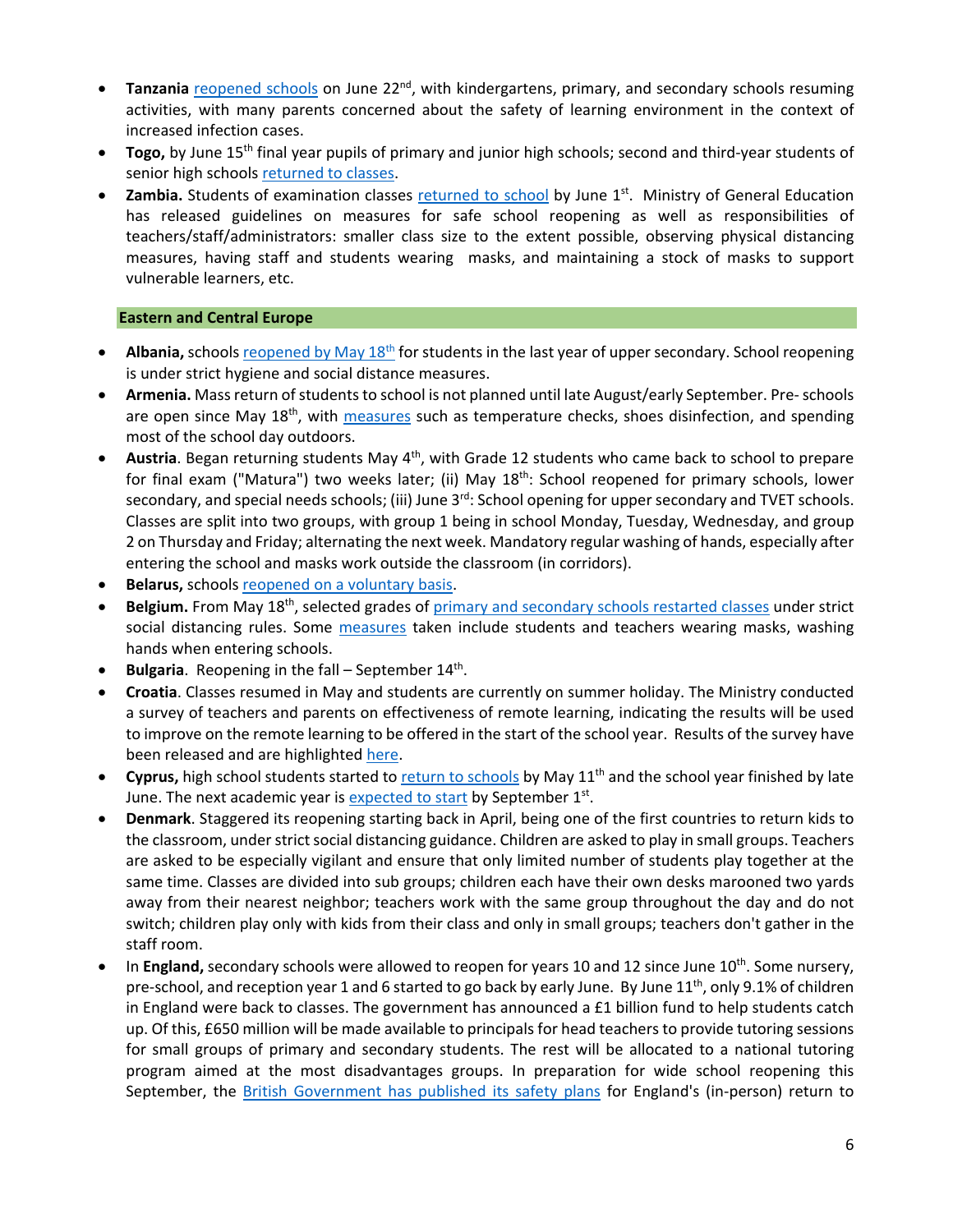- **Tanzania** reopened schools on June 22nd, with kindergartens, primary, and secondary schools resuming activities, with many parents concerned about the safety of learning environment in the context of increased infection cases.
- **Togo,** by June 15th final year pupils of primary and junior high schools; second and third-year students of senior high schools returned to classes.
- **Zambia.** Students of examination classes returned to school by June 1st. Ministry of General Education has released guidelines on measures for safe school reopening as well as responsibilities of teachers/staff/administrators: smaller class size to the extent possible, observing physical distancing measures, having staff and students wearing masks, and maintaining a stock of masks to support vulnerable learners, etc.

## Eastern and Central Europe

- **Albania,** schools reopened by May 18th for students in the last year of upper secondary. School reopening is under strict hygiene and social distance measures.
- **Armenia.** Mass return of students to school is not planned until late August/early September. Pre- schools are open since May 18th, with measures such as temperature checks, shoes disinfection, and spending most of the school day outdoors.
- **Austria**. Began returning students May 4th, with Grade 12 students who came back to school to prepare for final exam ("Matura") two weeks later; (ii) May 18th: School reopened for primary schools, lower secondary, and special needs schools; (iii) June 3rd: School opening for upper secondary and TVET schools. Classes are split into two groups, with group 1 being in school Monday, Tuesday, Wednesday, and group 2 on Thursday and Friday; alternating the next week. Mandatory regular washing of hands, especially after entering the school and masks work outside the classroom (in corridors).
- **Belarus,** schools reopened on a voluntary basis.
- **Belgium.** From May 18th, selected grades of primary and secondary schools restarted classes under strict social distancing rules. Some measures taken include students and teachers wearing masks, washing hands when entering schools.
- **Bulgaria**. Reopening in the fall – September 14th.
- **Croatia**. Classes resumed in May and students are currently on summer holiday. The Ministry conducted a survey of teachers and parents on effectiveness of remote learning, indicating the results will be used to improve on the remote learning to be offered in the start of the school year. Results of the survey have been released and are highlighted here.
- **Cyprus,** high school students started to return to schools by May 11th and the school year finished by late June. The next academic year is expected to start by September 1st.
- **Denmark**. Staggered its reopening starting back in April, being one of the first countries to return kids to the classroom, under strict social distancing guidance. Children are asked to play in small groups. Teachers are asked to be especially vigilant and ensure that only limited number of students play together at the same time. Classes are divided into sub groups; children each have their own desks marooned two yards away from their nearest neighbor; teachers work with the same group throughout the day and do not switch; children play only with kids from their class and only in small groups; teachers don't gather in the staff room.
- In **England,** secondary schools were allowed to reopen for years 10 and 12 since June 10th. Some nursery, pre-school, and reception year 1 and 6 started to go back by early June. By June 11th, only 9.1% of children in England were back to classes. The government has announced a £1 billion fund to help students catch up. Of this, £650 million will be made available to principals for head teachers to provide tutoring sessions for small groups of primary and secondary students. The rest will be allocated to a national tutoring program aimed at the most disadvantages groups. In preparation for wide school reopening this September, the British Government has published its safety plans for England's (in-person) return to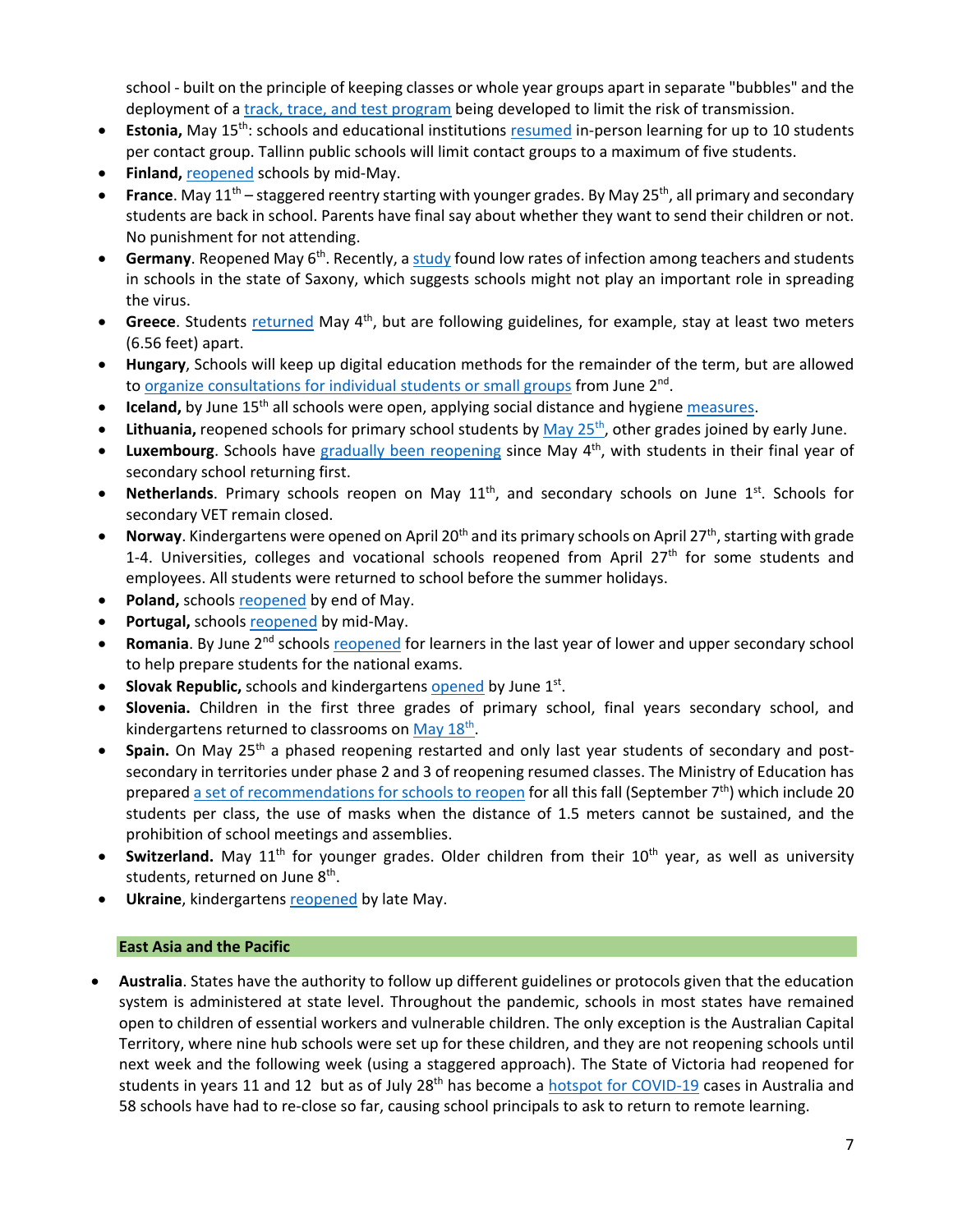school - built on the principle of keeping classes or whole year groups apart in separate "bubbles" and the deployment of a track, trace, and test program being developed to limit the risk of transmission.

- **Estonia,** May 15th: schools and educational institutions resumed in-person learning for up to 10 students per contact group. Tallinn public schools will limit contact groups to a maximum of five students.
- **Finland,** reopened schools by mid-May.
- **France**. May 11th – staggered reentry starting with younger grades. By May 25th, all primary and secondary students are back in school. Parents have final say about whether they want to send their children or not. No punishment for not attending.
- **Germany**. Reopened May 6th. Recently, a study found low rates of infection among teachers and students in schools in the state of Saxony, which suggests schools might not play an important role in spreading the virus.
- **Greece**. Students returned May 4th, but are following guidelines, for example, stay at least two meters (6.56 feet) apart.
- **Hungary**, Schools will keep up digital education methods for the remainder of the term, but are allowed to organize consultations for individual students or small groups from June 2nd.
- **Iceland,** by June 15th all schools were open, applying social distance and hygiene measures.
- **Lithuania,** reopened schools for primary school students by May 25th, other grades joined by early June.
- **Luxembourg**. Schools have gradually been reopening since May 4th, with students in their final year of secondary school returning first.
- **Netherlands**. Primary schools reopen on May 11th, and secondary schools on June 1st. Schools for secondary VET remain closed.
- **Norway**. Kindergartens were opened on April 20th and its primary schools on April 27th, starting with grade 1-4. Universities, colleges and vocational schools reopened from April 27th for some students and employees. All students were returned to school before the summer holidays.
- **Poland,** schools reopened by end of May.
- **Portugal,** schools reopened by mid-May.
- **Romania**. By June 2nd schools reopened for learners in the last year of lower and upper secondary school to help prepare students for the national exams.
- **Slovak Republic,** schools and kindergartens opened by June 1st.
- **Slovenia.** Children in the first three grades of primary school, final years secondary school, and kindergartens returned to classrooms on May 18th.
- **Spain.** On May 25th a phased reopening restarted and only last year students of secondary and post-secondary in territories under phase 2 and 3 of reopening resumed classes. The Ministry of Education has prepared a set of recommendations for schools to reopen for all this fall (September 7th) which include 20 students per class, the use of masks when the distance of 1.5 meters cannot be sustained, and the prohibition of school meetings and assemblies.
- **Switzerland.** May 11th for younger grades. Older children from their 10th year, as well as university students, returned on June 8th.
- **Ukraine**, kindergartens reopened by late May.

## East Asia and the Pacific

- **Australia**. States have the authority to follow up different guidelines or protocols given that the education system is administered at state level. Throughout the pandemic, schools in most states have remained open to children of essential workers and vulnerable children. The only exception is the Australian Capital Territory, where nine hub schools were set up for these children, and they are not reopening schools until next week and the following week (using a staggered approach). The State of Victoria had reopened for students in years 11 and 12 but as of July 28th has become a hotspot for COVID-19 cases in Australia and 58 schools have had to re-close so far, causing school principals to ask to return to remote learning.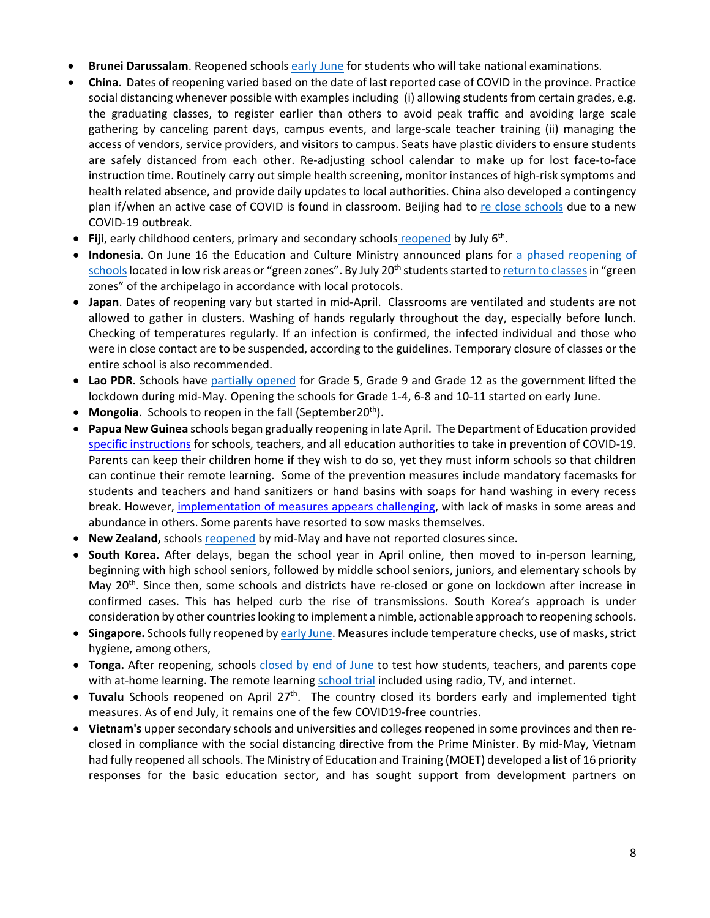- **Brunei Darussalam**. Reopened schools early June for students who will take national examinations.
- **China**. Dates of reopening varied based on the date of last reported case of COVID in the province. Practice social distancing whenever possible with examples including (i) allowing students from certain grades, e.g. the graduating classes, to register earlier than others to avoid peak traffic and avoiding large scale gathering by canceling parent days, campus events, and large-scale teacher training (ii) managing the access of vendors, service providers, and visitors to campus. Seats have plastic dividers to ensure students are safely distanced from each other. Re-adjusting school calendar to make up for lost face-to-face instruction time. Routinely carry out simple health screening, monitor instances of high-risk symptoms and health related absence, and provide daily updates to local authorities. China also developed a contingency plan if/when an active case of COVID is found in classroom. Beijing had to re close schools due to a new COVID-19 outbreak.
- **Fiji**, early childhood centers, primary and secondary schools reopened by July 6th.
- **Indonesia**. On June 16 the Education and Culture Ministry announced plans for a phased reopening of schools located in low risk areas or "green zones". By July 20th students started to return to classes in "green zones" of the archipelago in accordance with local protocols.
- **Japan**. Dates of reopening vary but started in mid-April. Classrooms are ventilated and students are not allowed to gather in clusters. Washing of hands regularly throughout the day, especially before lunch. Checking of temperatures regularly. If an infection is confirmed, the infected individual and those who were in close contact are to be suspended, according to the guidelines. Temporary closure of classes or the entire school is also recommended.
- **Lao PDR.** Schools have partially opened for Grade 5, Grade 9 and Grade 12 as the government lifted the lockdown during mid-May. Opening the schools for Grade 1-4, 6-8 and 10-11 started on early June.
- **Mongolia**. Schools to reopen in the fall (September20th).
- **Papua New Guinea** schools began gradually reopening in late April. The Department of Education provided specific instructions for schools, teachers, and all education authorities to take in prevention of COVID-19. Parents can keep their children home if they wish to do so, yet they must inform schools so that children can continue their remote learning. Some of the prevention measures include mandatory facemasks for students and teachers and hand sanitizers or hand basins with soaps for hand washing in every recess break. However, implementation of measures appears challenging, with lack of masks in some areas and abundance in others. Some parents have resorted to sow masks themselves.
- **New Zealand,** schools reopened by mid-May and have not reported closures since.
- **South Korea.** After delays, began the school year in April online, then moved to in-person learning, beginning with high school seniors, followed by middle school seniors, juniors, and elementary schools by May 20th. Since then, some schools and districts have re-closed or gone on lockdown after increase in confirmed cases. This has helped curb the rise of transmissions. South Korea's approach is under consideration by other countries looking to implement a nimble, actionable approach to reopening schools.
- **Singapore.** Schools fully reopened by early June. Measures include temperature checks, use of masks, strict hygiene, among others,
- **Tonga.** After reopening, schools closed by end of June to test how students, teachers, and parents cope with at-home learning. The remote learning school trial included using radio, TV, and internet.
- **Tuvalu** Schools reopened on April 27th. The country closed its borders early and implemented tight measures. As of end July, it remains one of the few COVID19-free countries.
- **Vietnam's** upper secondary schools and universities and colleges reopened in some provinces and then re-closed in compliance with the social distancing directive from the Prime Minister. By mid-May, Vietnam had fully reopened all schools. The Ministry of Education and Training (MOET) developed a list of 16 priority responses for the basic education sector, and has sought support from development partners on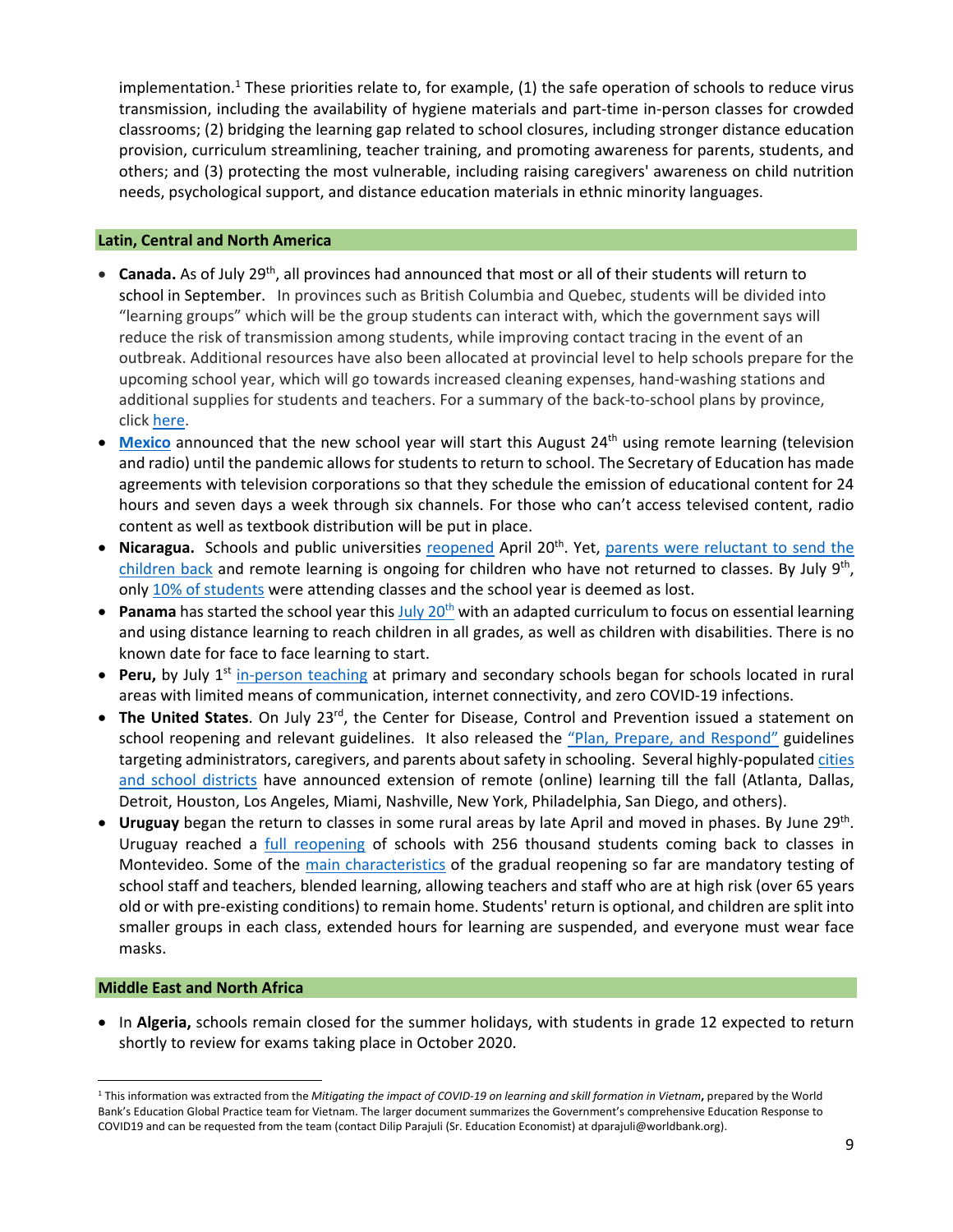implementation.[1] These priorities relate to, for example, (1) the safe operation of schools to reduce virus transmission, including the availability of hygiene materials and part-time in-person classes for crowded classrooms; (2) bridging the learning gap related to school closures, including stronger distance education provision, curriculum streamlining, teacher training, and promoting awareness for parents, students, and others; and (3) protecting the most vulnerable, including raising caregivers' awareness on child nutrition needs, psychological support, and distance education materials in ethnic minority languages.

## Latin, Central and North America

- **Canada.** As of July 29th, all provinces had announced that most or all of their students will return to school in September. In provinces such as British Columbia and Quebec, students will be divided into "learning groups" which will be the group students can interact with, which the government says will reduce the risk of transmission among students, while improving contact tracing in the event of an outbreak. Additional resources have also been allocated at provincial level to help schools prepare for the upcoming school year, which will go towards increased cleaning expenses, hand-washing stations and additional supplies for students and teachers. For a summary of the back-to-school plans by province, click here.
- **Mexico** announced that the new school year will start this August 24th using remote learning (television and radio) until the pandemic allows for students to return to school. The Secretary of Education has made agreements with television corporations so that they schedule the emission of educational content for 24 hours and seven days a week through six channels. For those who can't access televised content, radio content as well as textbook distribution will be put in place.
- **Nicaragua.** Schools and public universities reopened April 20th. Yet, parents were reluctant to send the children back and remote learning is ongoing for children who have not returned to classes. By July 9th, only 10% of students were attending classes and the school year is deemed as lost.
- **Panama** has started the school year this July 20th with an adapted curriculum to focus on essential learning and using distance learning to reach children in all grades, as well as children with disabilities. There is no known date for face to face learning to start.
- **Peru,** by July 1st in-person teaching at primary and secondary schools began for schools located in rural areas with limited means of communication, internet connectivity, and zero COVID-19 infections.
- **The United States**. On July 23rd, the Center for Disease, Control and Prevention issued a statement on school reopening and relevant guidelines. It also released the "Plan, Prepare, and Respond" guidelines targeting administrators, caregivers, and parents about safety in schooling. Several highly-populated cities and school districts have announced extension of remote (online) learning till the fall (Atlanta, Dallas, Detroit, Houston, Los Angeles, Miami, Nashville, New York, Philadelphia, San Diego, and others).
- **Uruguay** began the return to classes in some rural areas by late April and moved in phases. By June 29th. Uruguay reached a full reopening of schools with 256 thousand students coming back to classes in Montevideo. Some of the main characteristics of the gradual reopening so far are mandatory testing of school staff and teachers, blended learning, allowing teachers and staff who are at high risk (over 65 years old or with pre-existing conditions) to remain home. Students' return is optional, and children are split into smaller groups in each class, extended hours for learning are suspended, and everyone must wear face masks.

## Middle East and North Africa

- In **Algeria,** schools remain closed for the summer holidays, with students in grade 12 expected to return shortly to review for exams taking place in October 2020.

---

[1] This information was extracted from the *Mitigating the impact of COVID-19 on learning and skill formation in Vietnam*, prepared by the World Bank's Education Global Practice team for Vietnam. The larger document summarizes the Government's comprehensive Education Response to COVID19 and can be requested from the team (contact Dilip Parajuli (Sr. Education Economist) at dparajuli@worldbank.org).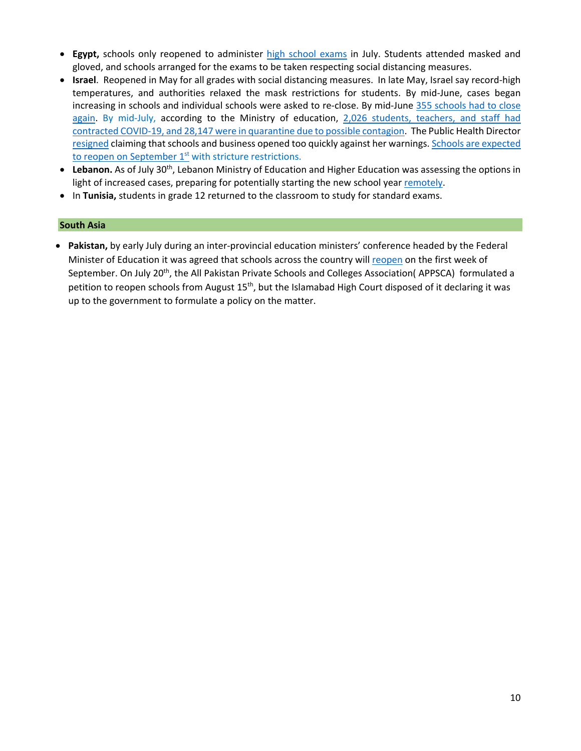- **Egypt,** schools only reopened to administer high school exams in July. Students attended masked and gloved, and schools arranged for the exams to be taken respecting social distancing measures.
- **Israel**. Reopened in May for all grades with social distancing measures. In late May, Israel say record-high temperatures, and authorities relaxed the mask restrictions for students. By mid-June, cases began increasing in schools and individual schools were asked to re-close. By mid-June 355 schools had to close again. By mid-July, according to the Ministry of education, 2,026 students, teachers, and staff had contracted COVID-19, and 28,147 were in quarantine due to possible contagion. The Public Health Director resigned claiming that schools and business opened too quickly against her warnings. Schools are expected to reopen on September 1st with stricture restrictions.
- **Lebanon.** As of July 30th, Lebanon Ministry of Education and Higher Education was assessing the options in light of increased cases, preparing for potentially starting the new school year remotely.
- In **Tunisia,** students in grade 12 returned to the classroom to study for standard exams.

## South Asia

- **Pakistan,** by early July during an inter-provincial education ministers' conference headed by the Federal Minister of Education it was agreed that schools across the country will reopen on the first week of September. On July 20th, the All Pakistan Private Schools and Colleges Association( APPSCA) formulated a petition to reopen schools from August 15th, but the Islamabad High Court disposed of it declaring it was up to the government to formulate a policy on the matter.